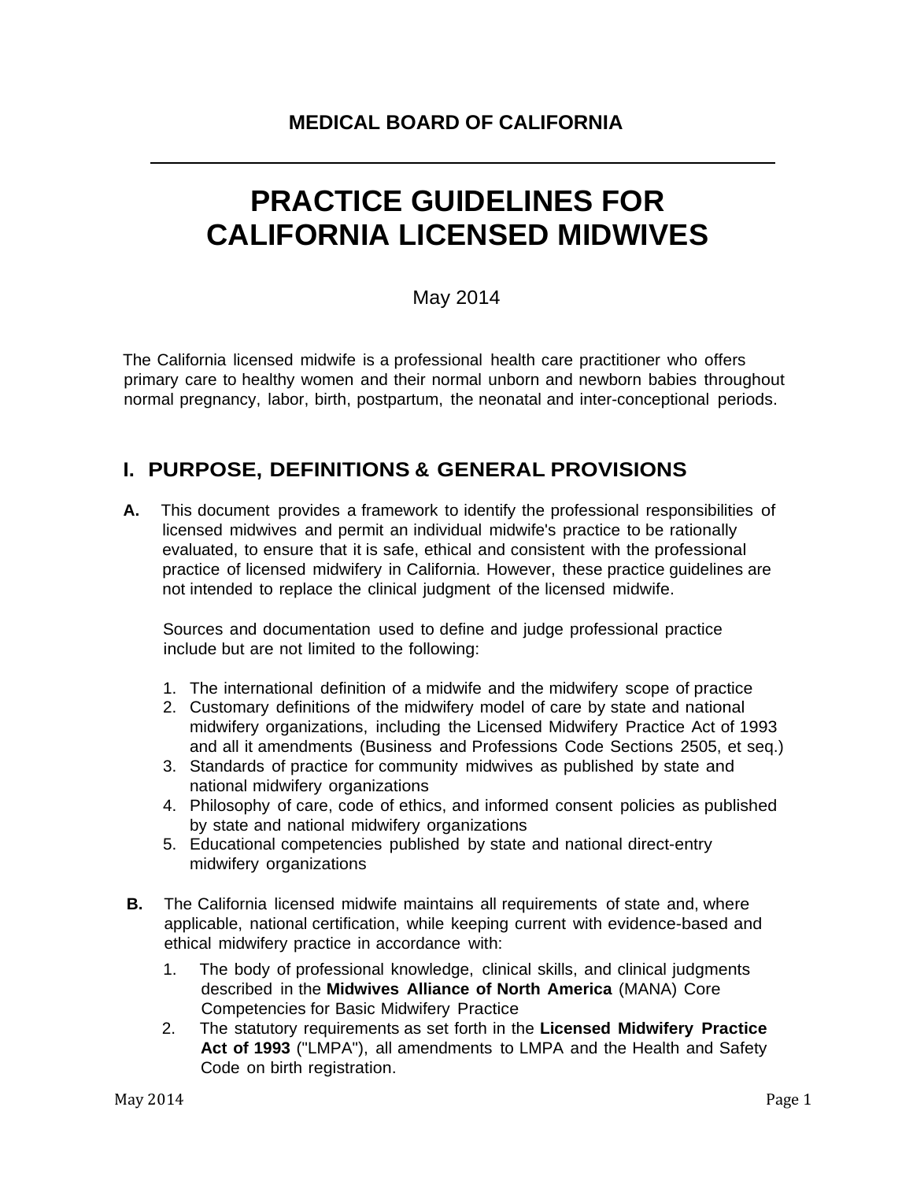**MEDICAL BOARD OF CALIFORNIA**

---

# PRACTICE GUIDELINES FOR CALIFORNIA LICENSED MIDWIVES

May 2014

The California licensed midwife is a professional health care practitioner who offers primary care to healthy women and their normal unborn and newborn babies throughout normal pregnancy, labor, birth, postpartum, the neonatal and inter-conceptional periods.

## I. PURPOSE, DEFINITIONS & GENERAL PROVISIONS

**A.** This document provides a framework to identify the professional responsibilities of licensed midwives and permit an individual midwife's practice to be rationally evaluated, to ensure that it is safe, ethical and consistent with the professional practice of licensed midwifery in California. However, these practice guidelines are not intended to replace the clinical judgment of the licensed midwife.

Sources and documentation used to define and judge professional practice include but are not limited to the following:

1. The international definition of a midwife and the midwifery scope of practice
2. Customary definitions of the midwifery model of care by state and national midwifery organizations, including the Licensed Midwifery Practice Act of 1993 and all it amendments (Business and Professions Code Sections 2505, et seq.)
3. Standards of practice for community midwives as published by state and national midwifery organizations
4. Philosophy of care, code of ethics, and informed consent policies as published by state and national midwifery organizations
5. Educational competencies published by state and national direct-entry midwifery organizations

**B.** The California licensed midwife maintains all requirements of state and, where applicable, national certification, while keeping current with evidence-based and ethical midwifery practice in accordance with:

1. The body of professional knowledge, clinical skills, and clinical judgments described in the **Midwives Alliance of North America** (MANA) Core Competencies for Basic Midwifery Practice
2. The statutory requirements as set forth in the **Licensed Midwifery Practice Act of 1993** ("LMPA"), all amendments to LMPA and the Health and Safety Code on birth registration.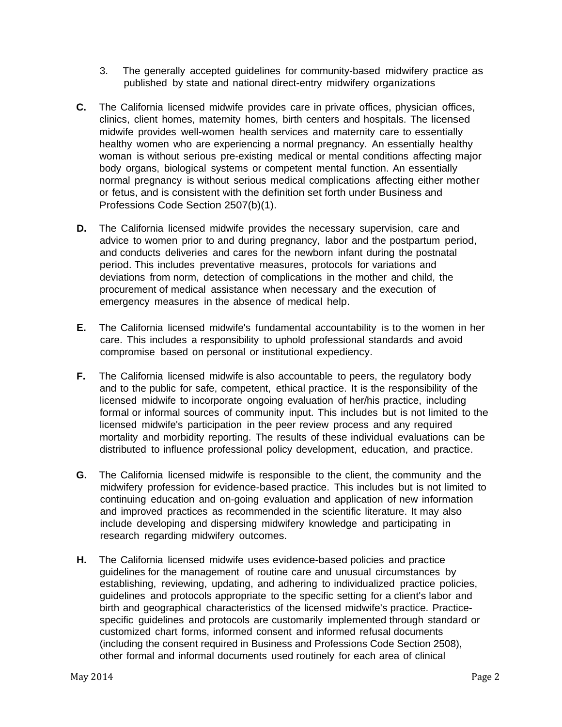3. The generally accepted guidelines for community-based midwifery practice as published by state and national direct-entry midwifery organizations

**C.** The California licensed midwife provides care in private offices, physician offices, clinics, client homes, maternity homes, birth centers and hospitals. The licensed midwife provides well-women health services and maternity care to essentially healthy women who are experiencing a normal pregnancy. An essentially healthy woman is without serious pre-existing medical or mental conditions affecting major body organs, biological systems or competent mental function. An essentially normal pregnancy is without serious medical complications affecting either mother or fetus, and is consistent with the definition set forth under Business and Professions Code Section 2507(b)(1).

**D.** The California licensed midwife provides the necessary supervision, care and advice to women prior to and during pregnancy, labor and the postpartum period, and conducts deliveries and cares for the newborn infant during the postnatal period. This includes preventative measures, protocols for variations and deviations from norm, detection of complications in the mother and child, the procurement of medical assistance when necessary and the execution of emergency measures in the absence of medical help.

**E.** The California licensed midwife's fundamental accountability is to the women in her care. This includes a responsibility to uphold professional standards and avoid compromise based on personal or institutional expediency.

**F.** The California licensed midwife is also accountable to peers, the regulatory body and to the public for safe, competent, ethical practice. It is the responsibility of the licensed midwife to incorporate ongoing evaluation of her/his practice, including formal or informal sources of community input. This includes but is not limited to the licensed midwife's participation in the peer review process and any required mortality and morbidity reporting. The results of these individual evaluations can be distributed to influence professional policy development, education, and practice.

**G.** The California licensed midwife is responsible to the client, the community and the midwifery profession for evidence-based practice. This includes but is not limited to continuing education and on-going evaluation and application of new information and improved practices as recommended in the scientific literature. It may also include developing and dispersing midwifery knowledge and participating in research regarding midwifery outcomes.

**H.** The California licensed midwife uses evidence-based policies and practice guidelines for the management of routine care and unusual circumstances by establishing, reviewing, updating, and adhering to individualized practice policies, guidelines and protocols appropriate to the specific setting for a client's labor and birth and geographical characteristics of the licensed midwife's practice. Practice-specific guidelines and protocols are customarily implemented through standard or customized chart forms, informed consent and informed refusal documents (including the consent required in Business and Professions Code Section 2508), other formal and informal documents used routinely for each area of clinical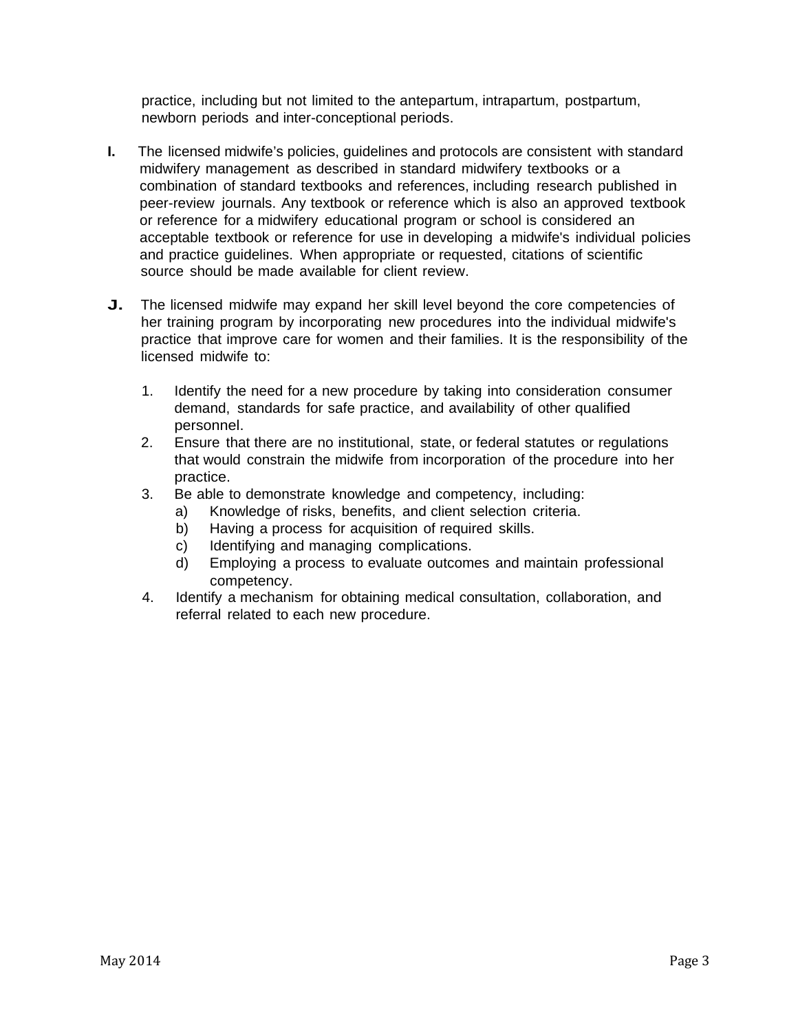practice, including but not limited to the antepartum, intrapartum, postpartum, newborn periods and inter-conceptional periods.

**I.** The licensed midwife's policies, guidelines and protocols are consistent with standard midwifery management as described in standard midwifery textbooks or a combination of standard textbooks and references, including research published in peer-review journals. Any textbook or reference which is also an approved textbook or reference for a midwifery educational program or school is considered an acceptable textbook or reference for use in developing a midwife's individual policies and practice guidelines. When appropriate or requested, citations of scientific source should be made available for client review.

**J.** The licensed midwife may expand her skill level beyond the core competencies of her training program by incorporating new procedures into the individual midwife's practice that improve care for women and their families. It is the responsibility of the licensed midwife to:

1. Identify the need for a new procedure by taking into consideration consumer demand, standards for safe practice, and availability of other qualified personnel.
2. Ensure that there are no institutional, state, or federal statutes or regulations that would constrain the midwife from incorporation of the procedure into her practice.
3. Be able to demonstrate knowledge and competency, including:
   a) Knowledge of risks, benefits, and client selection criteria.
   b) Having a process for acquisition of required skills.
   c) Identifying and managing complications.
   d) Employing a process to evaluate outcomes and maintain professional competency.
4. Identify a mechanism for obtaining medical consultation, collaboration, and referral related to each new procedure.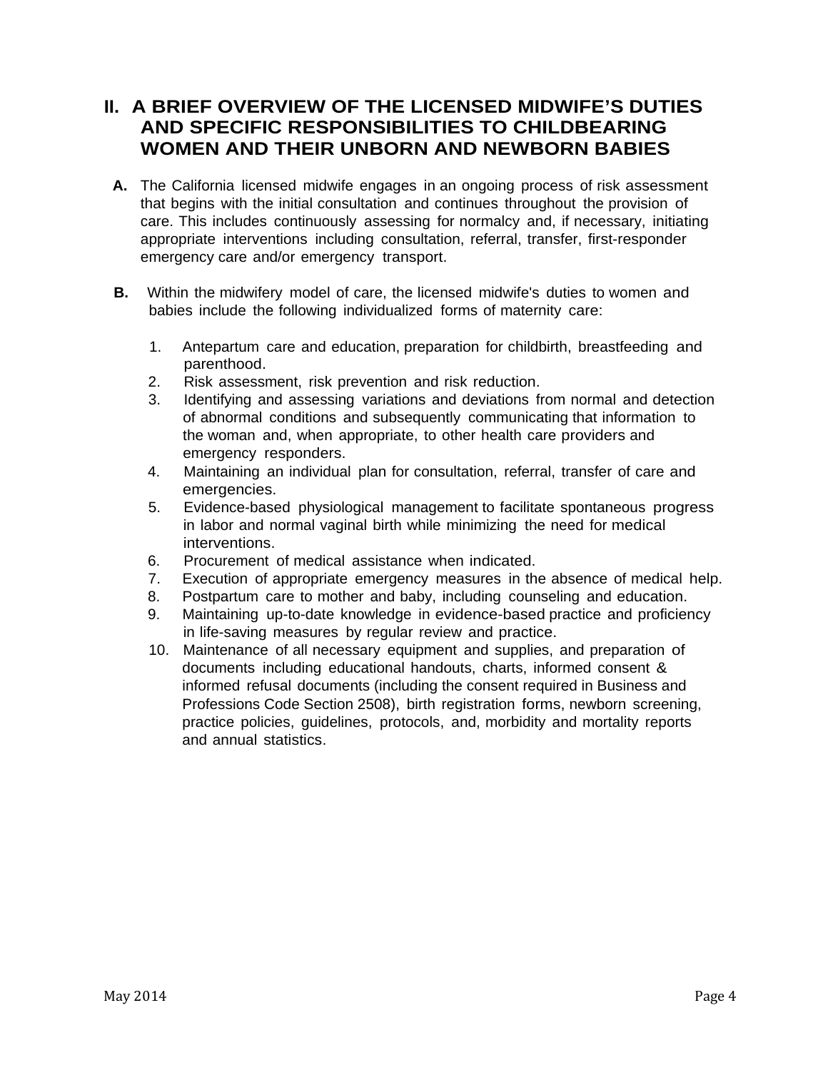## II. A BRIEF OVERVIEW OF THE LICENSED MIDWIFE'S DUTIES AND SPECIFIC RESPONSIBILITIES TO CHILDBEARING WOMEN AND THEIR UNBORN AND NEWBORN BABIES

**A.** The California licensed midwife engages in an ongoing process of risk assessment that begins with the initial consultation and continues throughout the provision of care. This includes continuously assessing for normalcy and, if necessary, initiating appropriate interventions including consultation, referral, transfer, first-responder emergency care and/or emergency transport.

**B.** Within the midwifery model of care, the licensed midwife's duties to women and babies include the following individualized forms of maternity care:

1. Antepartum care and education, preparation for childbirth, breastfeeding and parenthood.
2. Risk assessment, risk prevention and risk reduction.
3. Identifying and assessing variations and deviations from normal and detection of abnormal conditions and subsequently communicating that information to the woman and, when appropriate, to other health care providers and emergency responders.
4. Maintaining an individual plan for consultation, referral, transfer of care and emergencies.
5. Evidence-based physiological management to facilitate spontaneous progress in labor and normal vaginal birth while minimizing the need for medical interventions.
6. Procurement of medical assistance when indicated.
7. Execution of appropriate emergency measures in the absence of medical help.
8. Postpartum care to mother and baby, including counseling and education.
9. Maintaining up-to-date knowledge in evidence-based practice and proficiency in life-saving measures by regular review and practice.
10. Maintenance of all necessary equipment and supplies, and preparation of documents including educational handouts, charts, informed consent & informed refusal documents (including the consent required in Business and Professions Code Section 2508), birth registration forms, newborn screening, practice policies, guidelines, protocols, and, morbidity and mortality reports and annual statistics.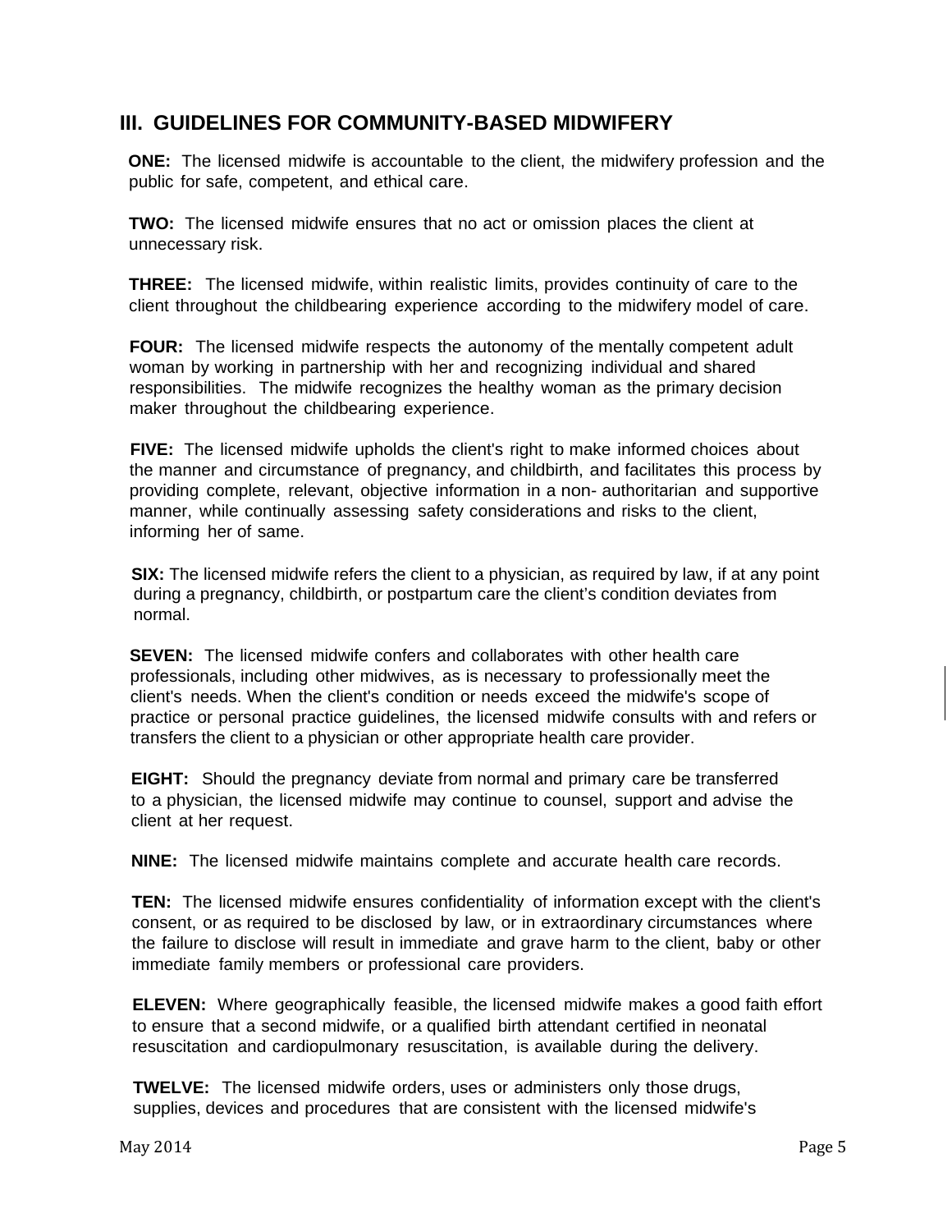## III. GUIDELINES FOR COMMUNITY-BASED MIDWIFERY

**ONE:** The licensed midwife is accountable to the client, the midwifery profession and the public for safe, competent, and ethical care.

**TWO:** The licensed midwife ensures that no act or omission places the client at unnecessary risk.

**THREE:** The licensed midwife, within realistic limits, provides continuity of care to the client throughout the childbearing experience according to the midwifery model of care.

**FOUR:** The licensed midwife respects the autonomy of the mentally competent adult woman by working in partnership with her and recognizing individual and shared responsibilities. The midwife recognizes the healthy woman as the primary decision maker throughout the childbearing experience.

**FIVE:** The licensed midwife upholds the client's right to make informed choices about the manner and circumstance of pregnancy, and childbirth, and facilitates this process by providing complete, relevant, objective information in a non- authoritarian and supportive manner, while continually assessing safety considerations and risks to the client, informing her of same.

**SIX:** The licensed midwife refers the client to a physician, as required by law, if at any point during a pregnancy, childbirth, or postpartum care the client's condition deviates from normal.

**SEVEN:** The licensed midwife confers and collaborates with other health care professionals, including other midwives, as is necessary to professionally meet the client's needs. When the client's condition or needs exceed the midwife's scope of practice or personal practice guidelines, the licensed midwife consults with and refers or transfers the client to a physician or other appropriate health care provider.

**EIGHT:** Should the pregnancy deviate from normal and primary care be transferred to a physician, the licensed midwife may continue to counsel, support and advise the client at her request.

**NINE:** The licensed midwife maintains complete and accurate health care records.

**TEN:** The licensed midwife ensures confidentiality of information except with the client's consent, or as required to be disclosed by law, or in extraordinary circumstances where the failure to disclose will result in immediate and grave harm to the client, baby or other immediate family members or professional care providers.

**ELEVEN:** Where geographically feasible, the licensed midwife makes a good faith effort to ensure that a second midwife, or a qualified birth attendant certified in neonatal resuscitation and cardiopulmonary resuscitation, is available during the delivery.

**TWELVE:** The licensed midwife orders, uses or administers only those drugs, supplies, devices and procedures that are consistent with the licensed midwife's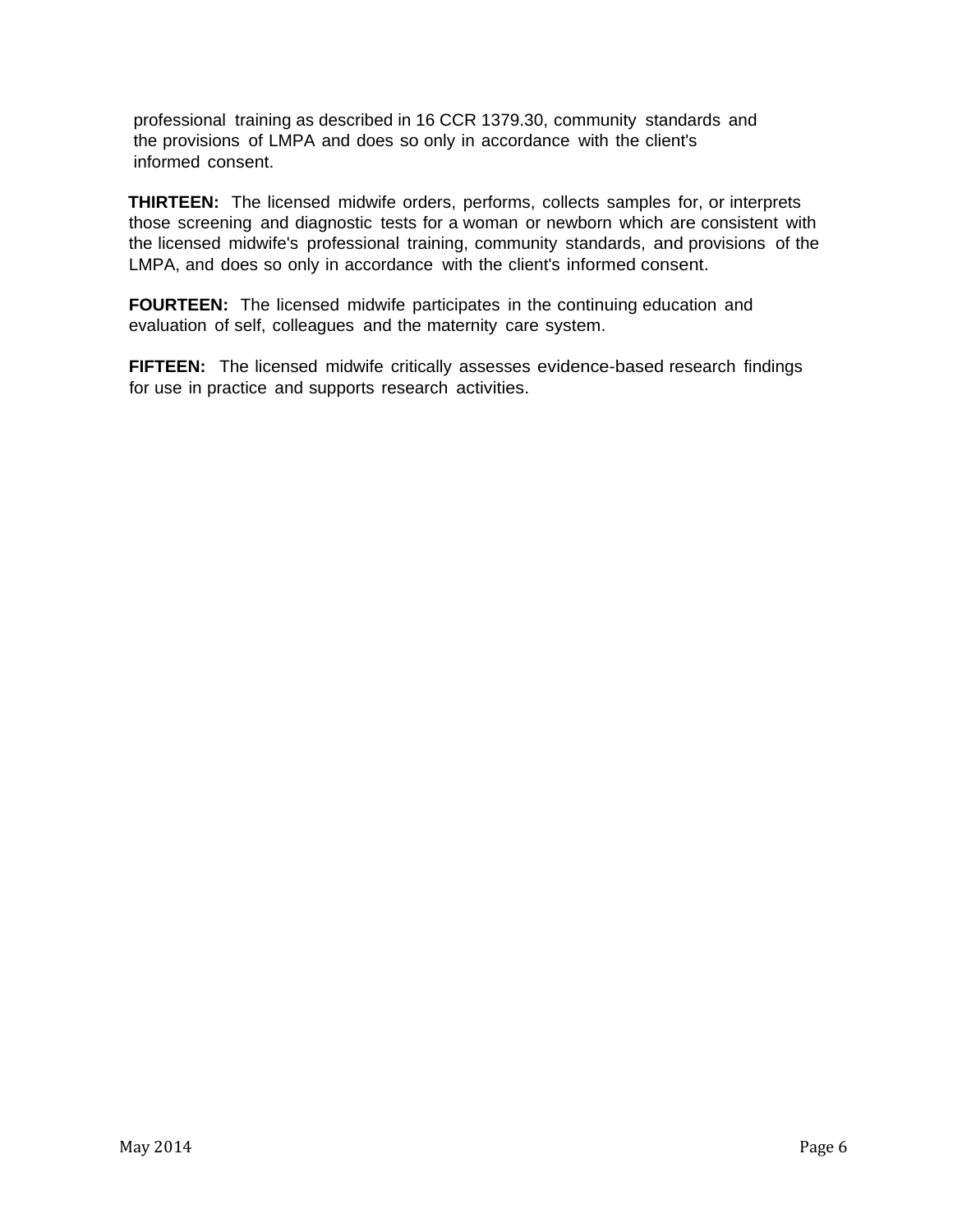professional training as described in 16 CCR 1379.30, community standards and the provisions of LMPA and does so only in accordance with the client's informed consent.

**THIRTEEN:** The licensed midwife orders, performs, collects samples for, or interprets those screening and diagnostic tests for a woman or newborn which are consistent with the licensed midwife's professional training, community standards, and provisions of the LMPA, and does so only in accordance with the client's informed consent.

**FOURTEEN:** The licensed midwife participates in the continuing education and evaluation of self, colleagues and the maternity care system.

**FIFTEEN:** The licensed midwife critically assesses evidence-based research findings for use in practice and supports research activities.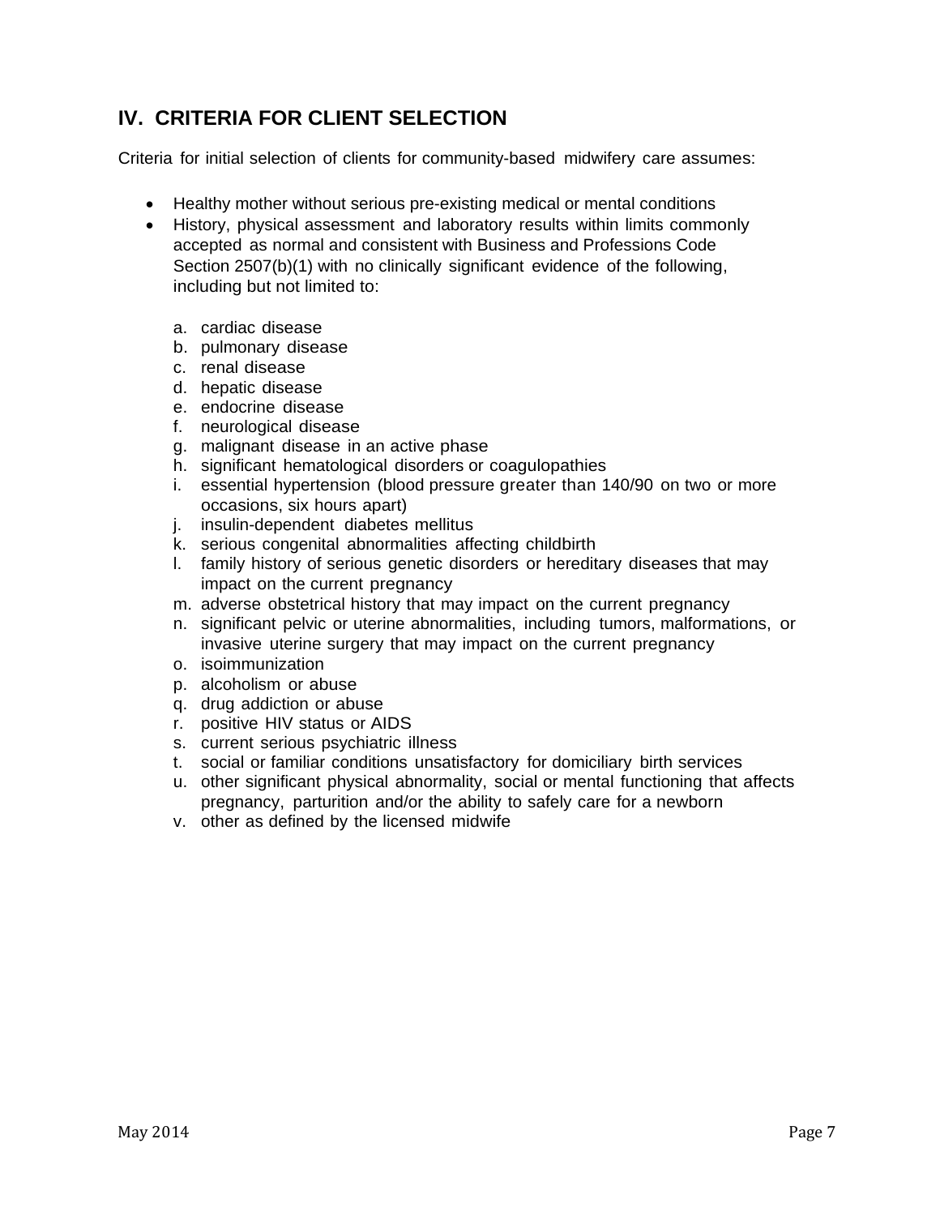## IV. CRITERIA FOR CLIENT SELECTION

Criteria for initial selection of clients for community-based midwifery care assumes:

- Healthy mother without serious pre-existing medical or mental conditions
- History, physical assessment and laboratory results within limits commonly accepted as normal and consistent with Business and Professions Code Section 2507(b)(1) with no clinically significant evidence of the following, including but not limited to:

  a. cardiac disease
  b. pulmonary disease
  c. renal disease
  d. hepatic disease
  e. endocrine disease
  f. neurological disease
  g. malignant disease in an active phase
  h. significant hematological disorders or coagulopathies
  i. essential hypertension (blood pressure greater than 140/90 on two or more occasions, six hours apart)
  j. insulin-dependent diabetes mellitus
  k. serious congenital abnormalities affecting childbirth
  l. family history of serious genetic disorders or hereditary diseases that may impact on the current pregnancy
  m. adverse obstetrical history that may impact on the current pregnancy
  n. significant pelvic or uterine abnormalities, including tumors, malformations, or invasive uterine surgery that may impact on the current pregnancy
  o. isoimmunization
  p. alcoholism or abuse
  q. drug addiction or abuse
  r. positive HIV status or AIDS
  s. current serious psychiatric illness
  t. social or familiar conditions unsatisfactory for domiciliary birth services
  u. other significant physical abnormality, social or mental functioning that affects pregnancy, parturition and/or the ability to safely care for a newborn
  v. other as defined by the licensed midwife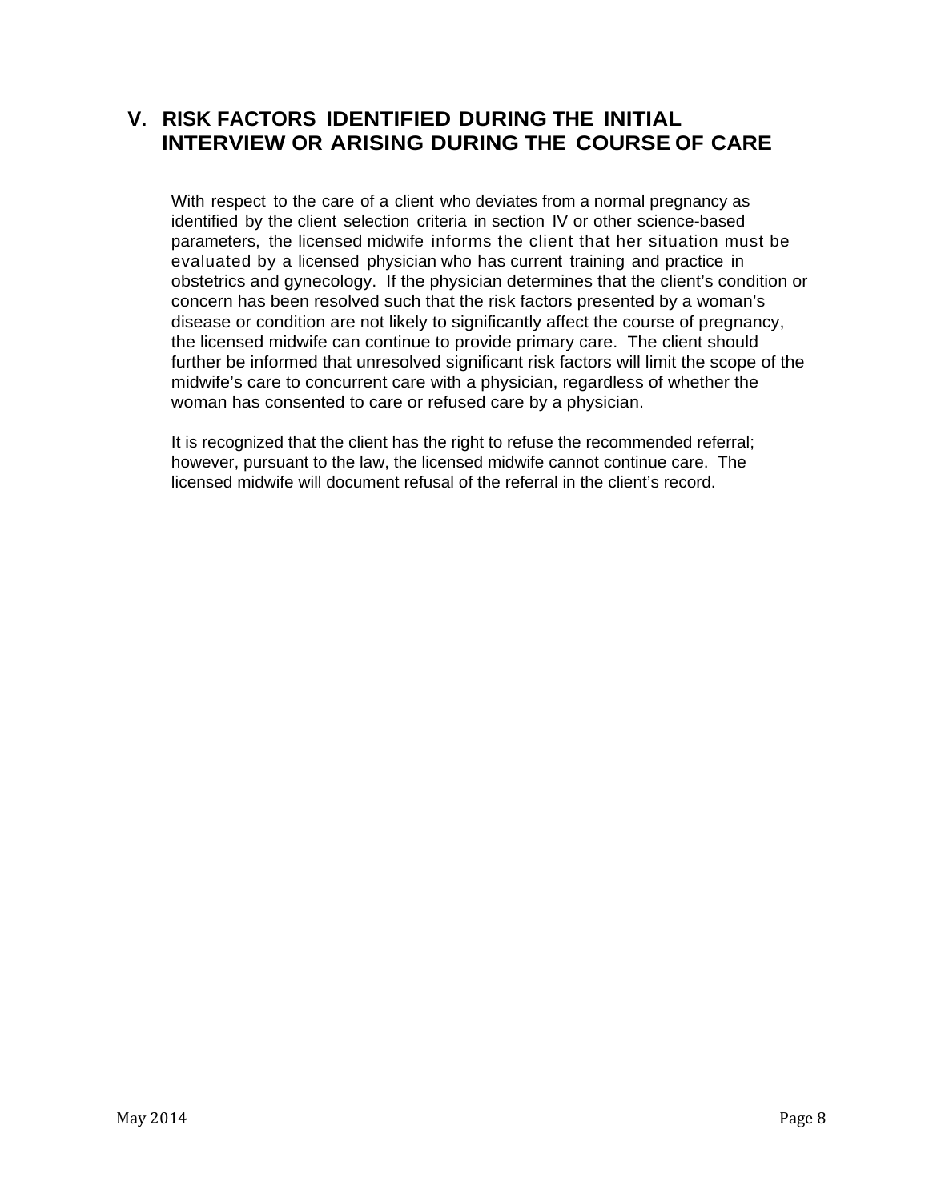## V. RISK FACTORS IDENTIFIED DURING THE INITIAL INTERVIEW OR ARISING DURING THE COURSE OF CARE

With respect to the care of a client who deviates from a normal pregnancy as identified by the client selection criteria in section IV or other science-based parameters, the licensed midwife informs the client that her situation must be evaluated by a licensed physician who has current training and practice in obstetrics and gynecology. If the physician determines that the client's condition or concern has been resolved such that the risk factors presented by a woman's disease or condition are not likely to significantly affect the course of pregnancy, the licensed midwife can continue to provide primary care. The client should further be informed that unresolved significant risk factors will limit the scope of the midwife's care to concurrent care with a physician, regardless of whether the woman has consented to care or refused care by a physician.

It is recognized that the client has the right to refuse the recommended referral; however, pursuant to the law, the licensed midwife cannot continue care. The licensed midwife will document refusal of the referral in the client's record.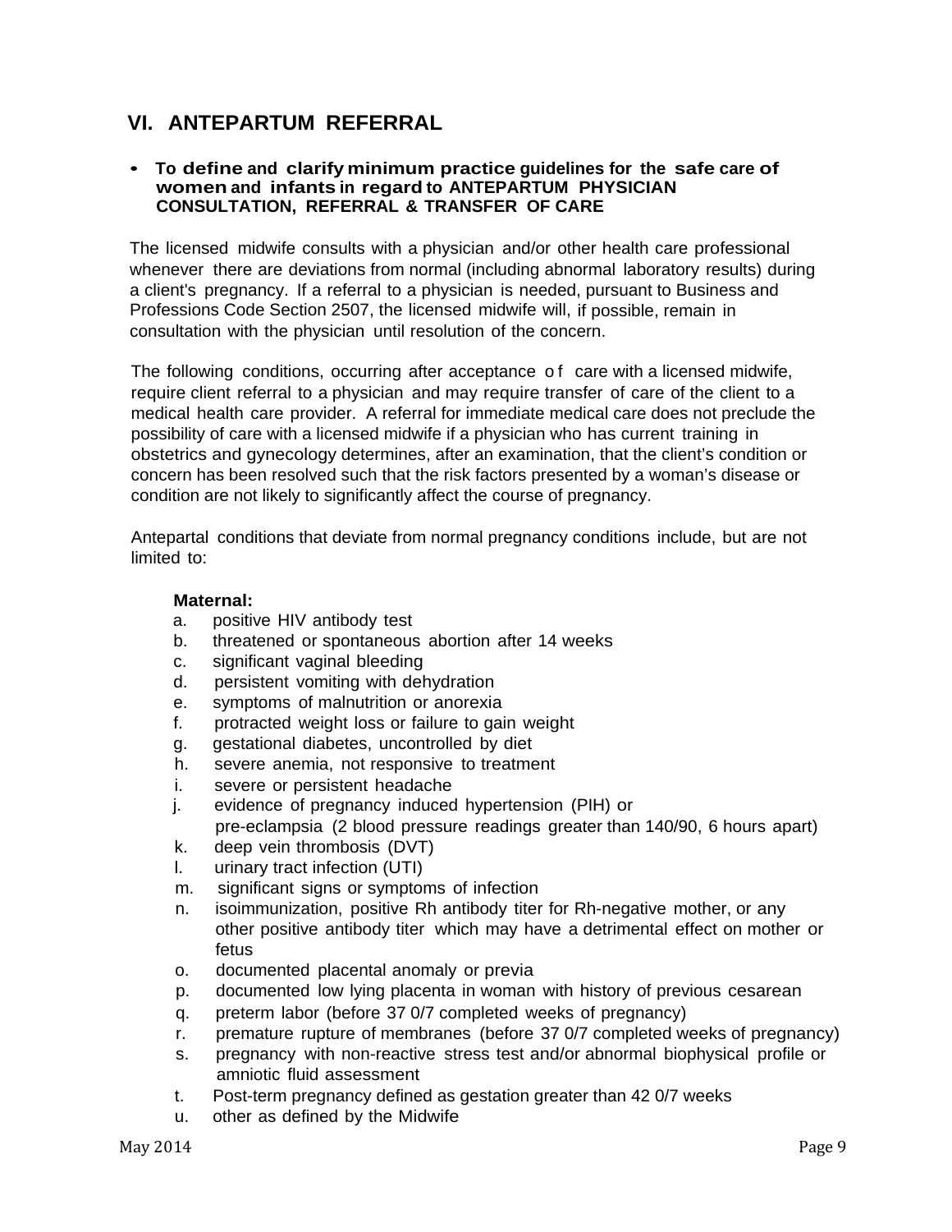## VI. ANTEPARTUM REFERRAL

- **To define and clarify minimum practice guidelines for the safe care of women and infants in regard to ANTEPARTUM PHYSICIAN CONSULTATION, REFERRAL & TRANSFER OF CARE**

The licensed midwife consults with a physician and/or other health care professional whenever there are deviations from normal (including abnormal laboratory results) during a client's pregnancy. If a referral to a physician is needed, pursuant to Business and Professions Code Section 2507, the licensed midwife will, if possible, remain in consultation with the physician until resolution of the concern.

The following conditions, occurring after acceptance of care with a licensed midwife, require client referral to a physician and may require transfer of care of the client to a medical health care provider. A referral for immediate medical care does not preclude the possibility of care with a licensed midwife if a physician who has current training in obstetrics and gynecology determines, after an examination, that the client's condition or concern has been resolved such that the risk factors presented by a woman's disease or condition are not likely to significantly affect the course of pregnancy.

Antepartal conditions that deviate from normal pregnancy conditions include, but are not limited to:

**Maternal:**

a. positive HIV antibody test
b. threatened or spontaneous abortion after 14 weeks
c. significant vaginal bleeding
d. persistent vomiting with dehydration
e. symptoms of malnutrition or anorexia
f. protracted weight loss or failure to gain weight
g. gestational diabetes, uncontrolled by diet
h. severe anemia, not responsive to treatment
i. severe or persistent headache
j. evidence of pregnancy induced hypertension (PIH) or pre-eclampsia (2 blood pressure readings greater than 140/90, 6 hours apart)
k. deep vein thrombosis (DVT)
l. urinary tract infection (UTI)
m. significant signs or symptoms of infection
n. isoimmunization, positive Rh antibody titer for Rh-negative mother, or any other positive antibody titer which may have a detrimental effect on mother or fetus
o. documented placental anomaly or previa
p. documented low lying placenta in woman with history of previous cesarean
q. preterm labor (before 37 0/7 completed weeks of pregnancy)
r. premature rupture of membranes (before 37 0/7 completed weeks of pregnancy)
s. pregnancy with non-reactive stress test and/or abnormal biophysical profile or amniotic fluid assessment
t. Post-term pregnancy defined as gestation greater than 42 0/7 weeks
u. other as defined by the Midwife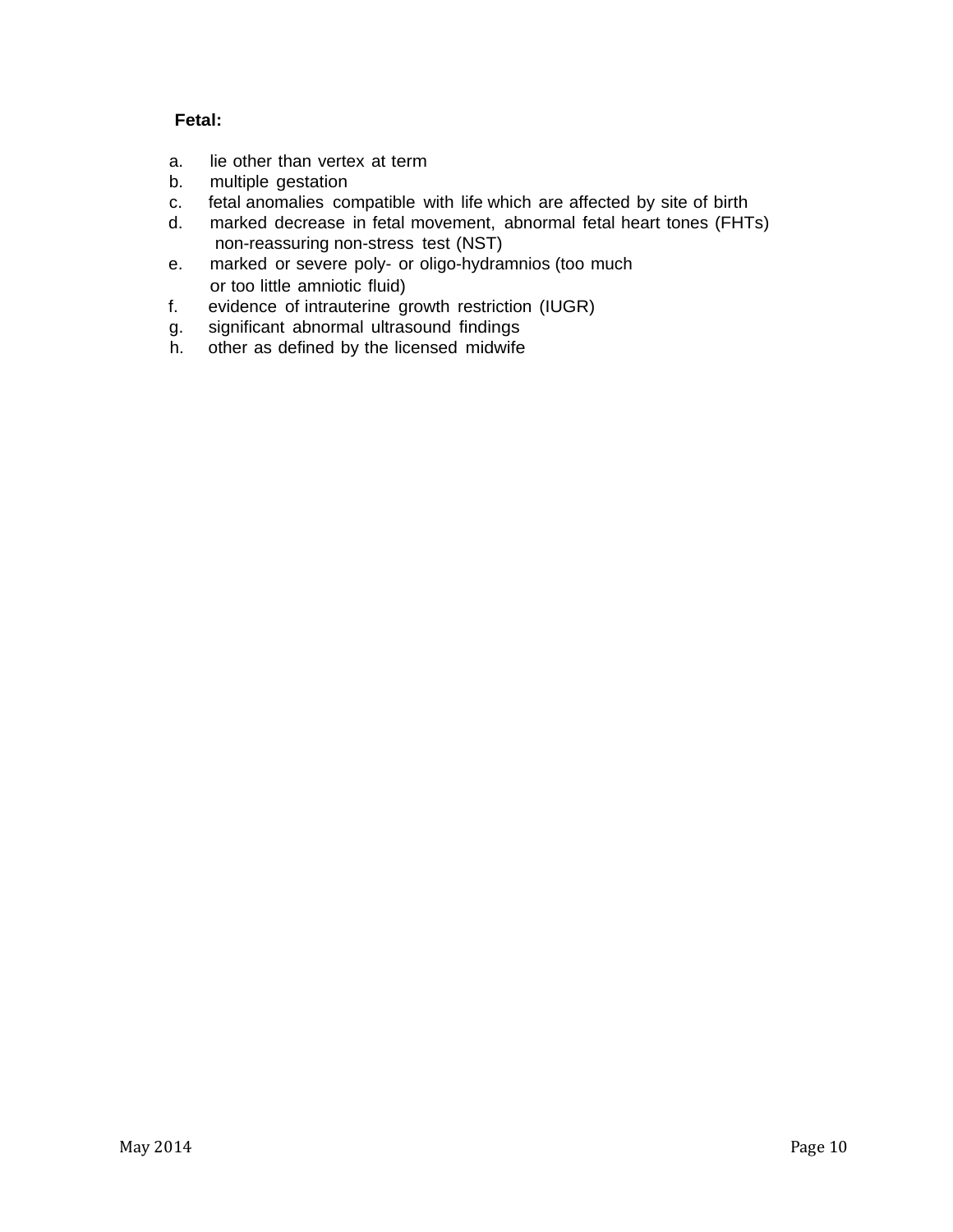**Fetal:**

a. lie other than vertex at term
b. multiple gestation
c. fetal anomalies compatible with life which are affected by site of birth
d. marked decrease in fetal movement, abnormal fetal heart tones (FHTs) non-reassuring non-stress test (NST)
e. marked or severe poly- or oligo-hydramnios (too much or too little amniotic fluid)
f. evidence of intrauterine growth restriction (IUGR)
g. significant abnormal ultrasound findings
h. other as defined by the licensed midwife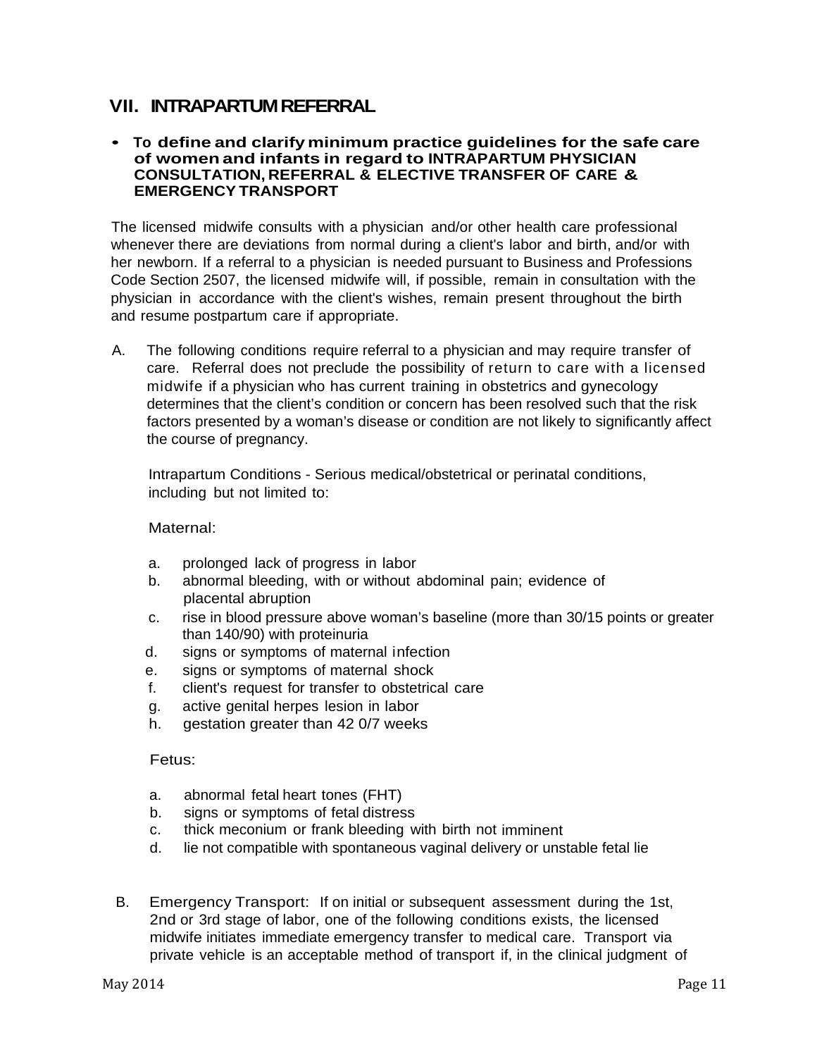## VII. INTRAPARTUM REFERRAL

- **To define and clarify minimum practice guidelines for the safe care of women and infants in regard to INTRAPARTUM PHYSICIAN CONSULTATION, REFERRAL & ELECTIVE TRANSFER OF CARE & EMERGENCY TRANSPORT**

The licensed midwife consults with a physician and/or other health care professional whenever there are deviations from normal during a client's labor and birth, and/or with her newborn. If a referral to a physician is needed pursuant to Business and Professions Code Section 2507, the licensed midwife will, if possible, remain in consultation with the physician in accordance with the client's wishes, remain present throughout the birth and resume postpartum care if appropriate.

A. The following conditions require referral to a physician and may require transfer of care. Referral does not preclude the possibility of return to care with a licensed midwife if a physician who has current training in obstetrics and gynecology determines that the client's condition or concern has been resolved such that the risk factors presented by a woman's disease or condition are not likely to significantly affect the course of pregnancy.

Intrapartum Conditions - Serious medical/obstetrical or perinatal conditions, including but not limited to:

Maternal:

a. prolonged lack of progress in labor
b. abnormal bleeding, with or without abdominal pain; evidence of placental abruption
c. rise in blood pressure above woman's baseline (more than 30/15 points or greater than 140/90) with proteinuria
d. signs or symptoms of maternal infection
e. signs or symptoms of maternal shock
f. client's request for transfer to obstetrical care
g. active genital herpes lesion in labor
h. gestation greater than 42 0/7 weeks

Fetus:

a. abnormal fetal heart tones (FHT)
b. signs or symptoms of fetal distress
c. thick meconium or frank bleeding with birth not imminent
d. lie not compatible with spontaneous vaginal delivery or unstable fetal lie

B. Emergency Transport: If on initial or subsequent assessment during the 1st, 2nd or 3rd stage of labor, one of the following conditions exists, the licensed midwife initiates immediate emergency transfer to medical care. Transport via private vehicle is an acceptable method of transport if, in the clinical judgment of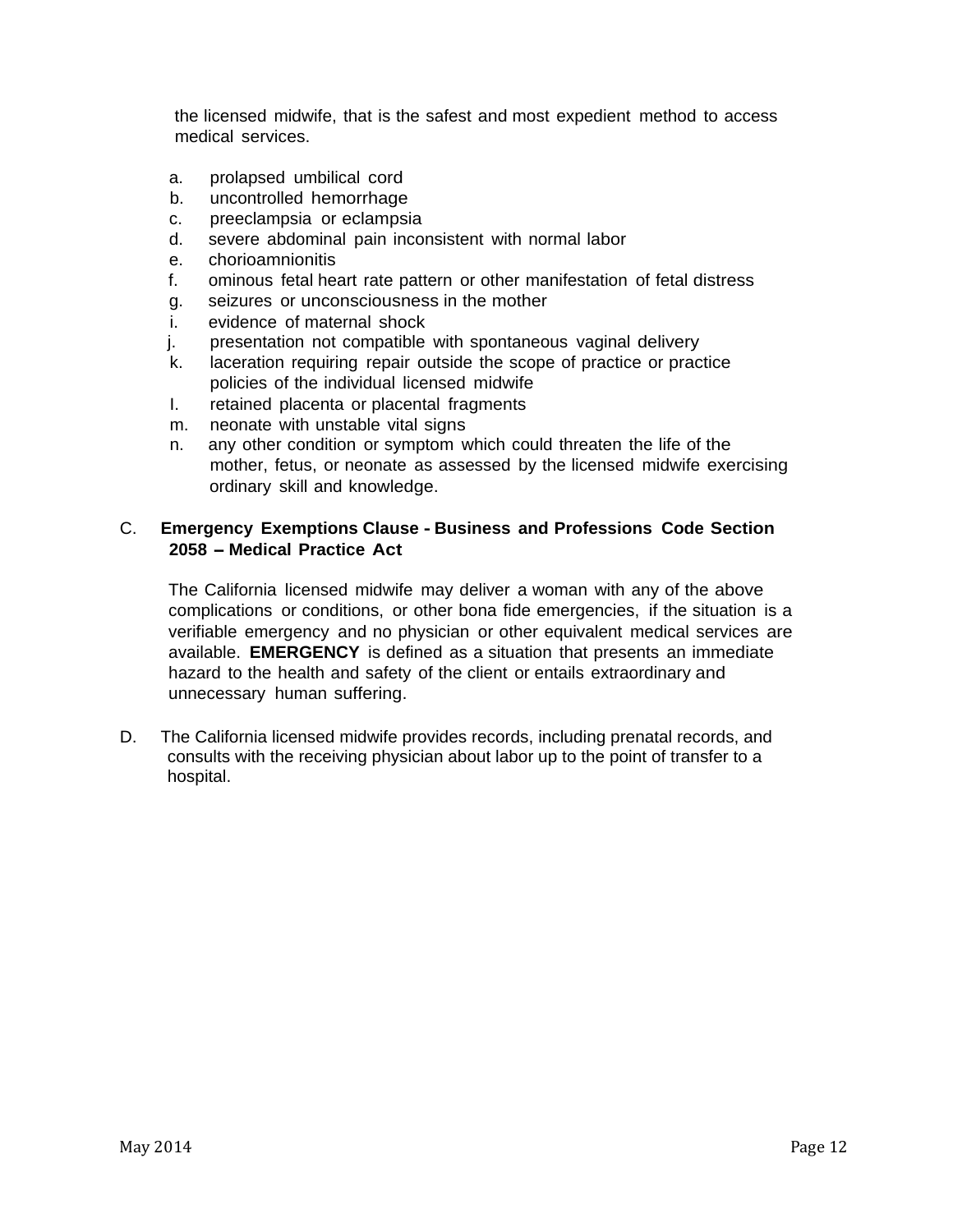the licensed midwife, that is the safest and most expedient method to access medical services.

a. prolapsed umbilical cord
b. uncontrolled hemorrhage
c. preeclampsia or eclampsia
d. severe abdominal pain inconsistent with normal labor
e. chorioamnionitis
f. ominous fetal heart rate pattern or other manifestation of fetal distress
g. seizures or unconsciousness in the mother
i. evidence of maternal shock
j. presentation not compatible with spontaneous vaginal delivery
k. laceration requiring repair outside the scope of practice or practice policies of the individual licensed midwife
l. retained placenta or placental fragments
m. neonate with unstable vital signs
n. any other condition or symptom which could threaten the life of the mother, fetus, or neonate as assessed by the licensed midwife exercising ordinary skill and knowledge.

C. **Emergency Exemptions Clause - Business and Professions Code Section 2058 – Medical Practice Act**

The California licensed midwife may deliver a woman with any of the above complications or conditions, or other bona fide emergencies, if the situation is a verifiable emergency and no physician or other equivalent medical services are available. **EMERGENCY** is defined as a situation that presents an immediate hazard to the health and safety of the client or entails extraordinary and unnecessary human suffering.

D. The California licensed midwife provides records, including prenatal records, and consults with the receiving physician about labor up to the point of transfer to a hospital.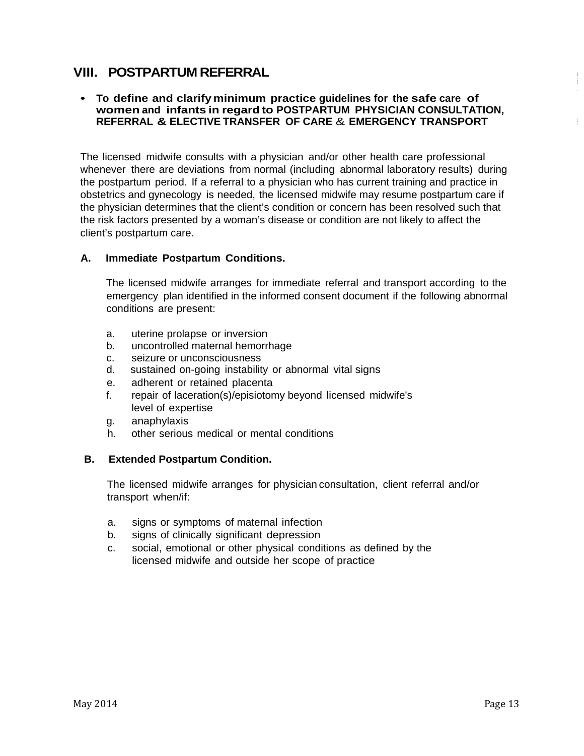## VIII. POSTPARTUM REFERRAL

- **To define and clarify minimum practice guidelines for the safe care of women and infants in regard to POSTPARTUM PHYSICIAN CONSULTATION, REFERRAL & ELECTIVE TRANSFER OF CARE & EMERGENCY TRANSPORT**

The licensed midwife consults with a physician and/or other health care professional whenever there are deviations from normal (including abnormal laboratory results) during the postpartum period. If a referral to a physician who has current training and practice in obstetrics and gynecology is needed, the licensed midwife may resume postpartum care if the physician determines that the client's condition or concern has been resolved such that the risk factors presented by a woman's disease or condition are not likely to affect the client's postpartum care.

### A. Immediate Postpartum Conditions.

The licensed midwife arranges for immediate referral and transport according to the emergency plan identified in the informed consent document if the following abnormal conditions are present:

a. uterine prolapse or inversion
b. uncontrolled maternal hemorrhage
c. seizure or unconsciousness
d. sustained on-going instability or abnormal vital signs
e. adherent or retained placenta
f. repair of laceration(s)/episiotomy beyond licensed midwife's level of expertise
g. anaphylaxis
h. other serious medical or mental conditions

### B. Extended Postpartum Condition.

The licensed midwife arranges for physician consultation, client referral and/or transport when/if:

a. signs or symptoms of maternal infection
b. signs of clinically significant depression
c. social, emotional or other physical conditions as defined by the licensed midwife and outside her scope of practice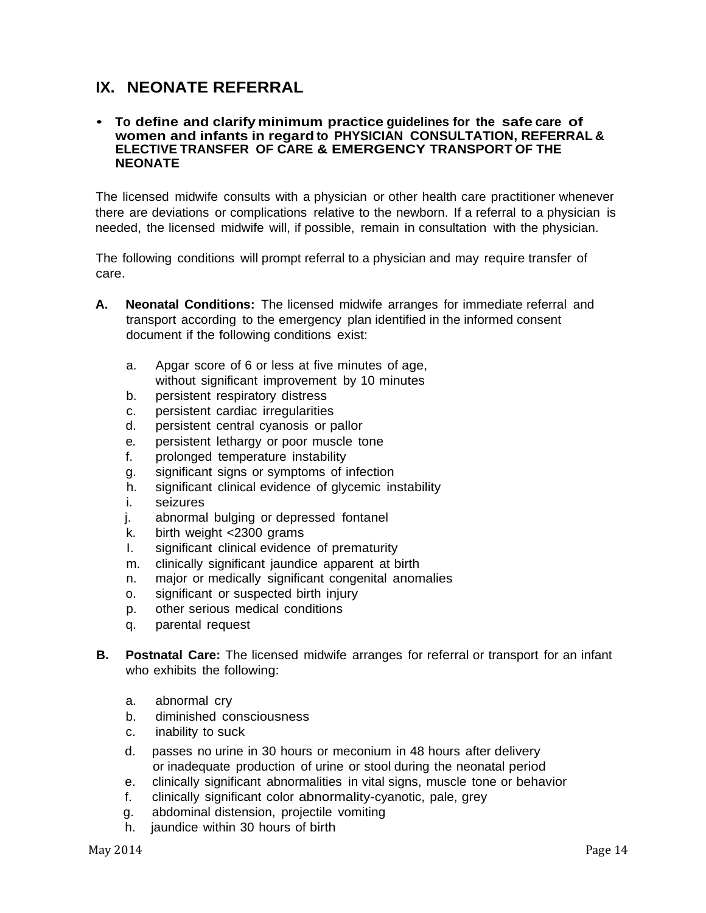## IX. NEONATE REFERRAL

- **To define and clarify minimum practice guidelines for the safe care of women and infants in regard to PHYSICIAN CONSULTATION, REFERRAL & ELECTIVE TRANSFER OF CARE & EMERGENCY TRANSPORT OF THE NEONATE**

The licensed midwife consults with a physician or other health care practitioner whenever there are deviations or complications relative to the newborn. If a referral to a physician is needed, the licensed midwife will, if possible, remain in consultation with the physician.

The following conditions will prompt referral to a physician and may require transfer of care.

**A. Neonatal Conditions:** The licensed midwife arranges for immediate referral and transport according to the emergency plan identified in the informed consent document if the following conditions exist:

a. Apgar score of 6 or less at five minutes of age, without significant improvement by 10 minutes
b. persistent respiratory distress
c. persistent cardiac irregularities
d. persistent central cyanosis or pallor
e. persistent lethargy or poor muscle tone
f. prolonged temperature instability
g. significant signs or symptoms of infection
h. significant clinical evidence of glycemic instability
i. seizures
j. abnormal bulging or depressed fontanel
k. birth weight <2300 grams
l. significant clinical evidence of prematurity
m. clinically significant jaundice apparent at birth
n. major or medically significant congenital anomalies
o. significant or suspected birth injury
p. other serious medical conditions
q. parental request

**B. Postnatal Care:** The licensed midwife arranges for referral or transport for an infant who exhibits the following:

a. abnormal cry
b. diminished consciousness
c. inability to suck
d. passes no urine in 30 hours or meconium in 48 hours after delivery or inadequate production of urine or stool during the neonatal period
e. clinically significant abnormalities in vital signs, muscle tone or behavior
f. clinically significant color abnormality-cyanotic, pale, grey
g. abdominal distension, projectile vomiting
h. jaundice within 30 hours of birth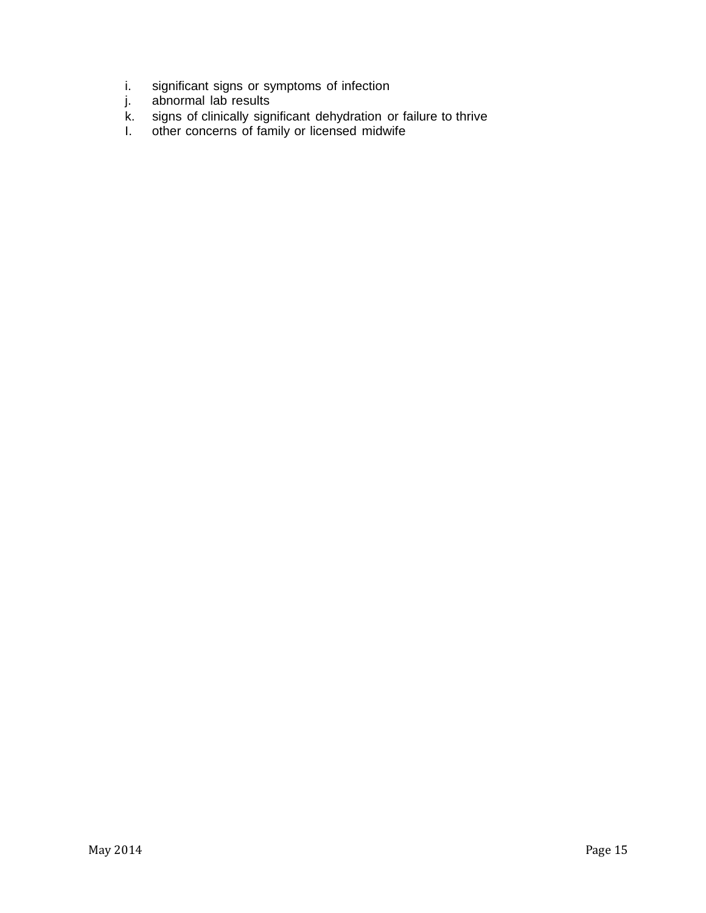i. significant signs or symptoms of infection
j. abnormal lab results
k. signs of clinically significant dehydration or failure to thrive
l. other concerns of family or licensed midwife